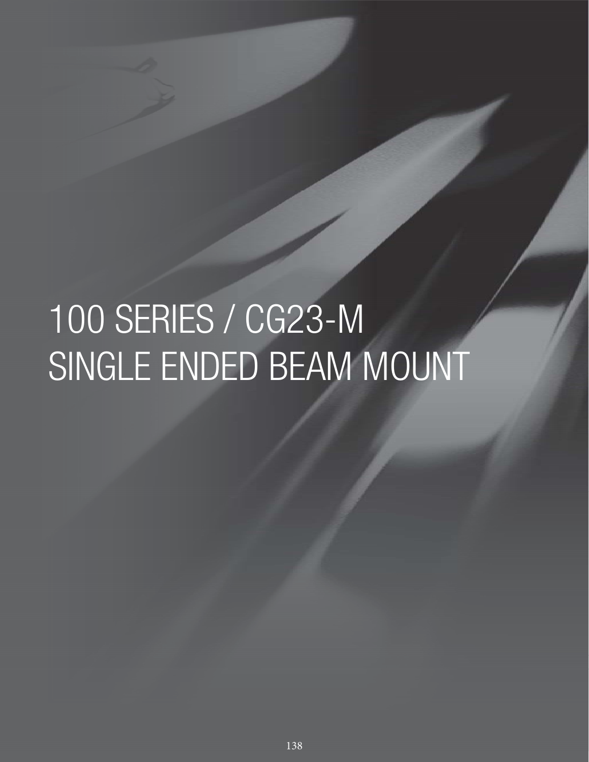# 100 SERIES / CG23-M SINGLE ENDED BEAM MOUNT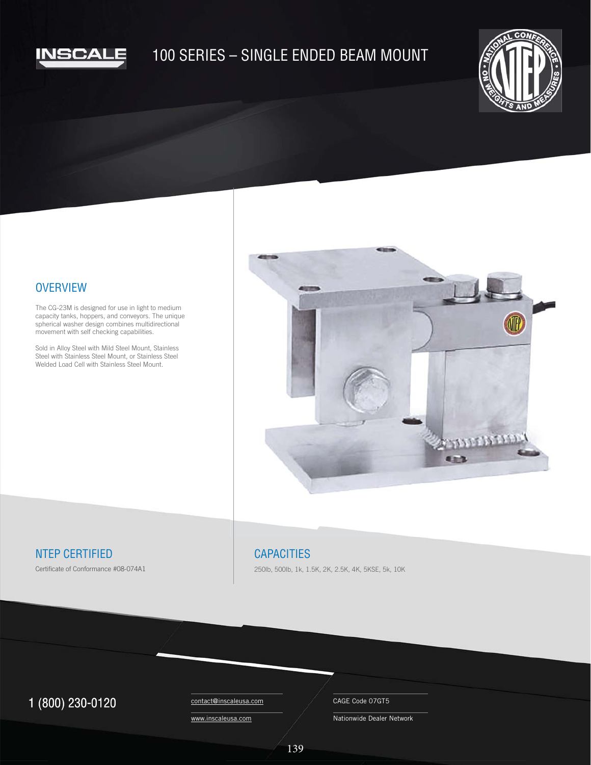# 100 SERIES – SINGLE ENDED BEAM MOUNT

## OVERVIEW

The CG-23M is designed for use in light to medium capacity tanks, hoppers, and conveyors. The unique spherical washer design combines multidirectional movement with self checking capabilities.

Sold in Alloy Steel with Mild Steel Mount, Stainless Steel with Stainless Steel Mount, or Stainless Steel Welded Load Cell with Stainless Steel Mount.

## NTEP CERTIFIED

Certificate of Conformance #08-074A1

## CAPACITIES

250lb, 500lb, 1k, 1.5K, 2K, 2.5K, 4K, 5KSE, 5k, 10K

1 (800) 230-0120

contact@inscaleusa.com

www.inscaleusa.com

CAGE Code 07GT5

Nationwide Dealer Network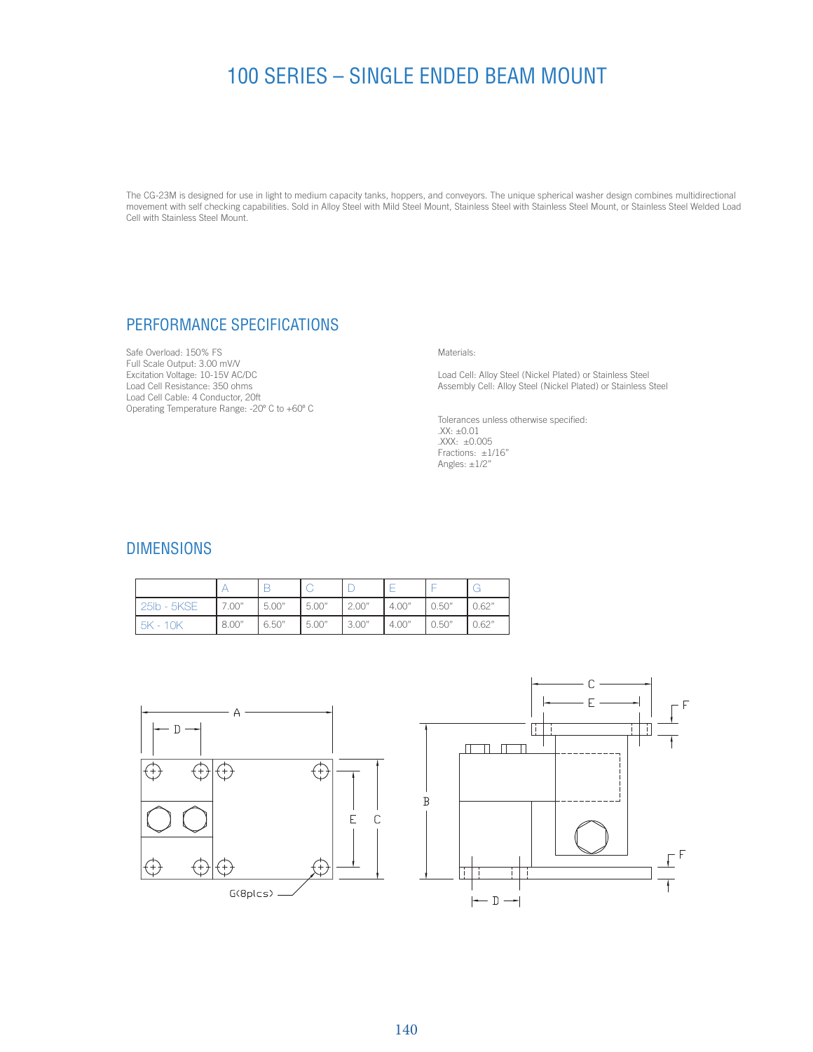# 100 SERIES – SINGLE ENDED BEAM MOUNT

The CG-23M is designed for use in light to medium capacity tanks, hoppers, and conveyors. The unique spherical washer design combines multidirectional movement with self checking capabilities. Sold in Alloy Steel with Mild Steel Mount, Stainless Steel with Stainless Steel Mount, or Stainless Steel Welded Load Cell with Stainless Steel Mount.

## PERFORMANCE SPECIFICATIONS

Safe Overload: 150% FS
Full Scale Output: 3.00 mV/V
Excitation Voltage: 10-15V AC/DC
Load Cell Resistance: 350 ohms
Load Cell Cable: 4 Conductor, 20ft
Operating Temperature Range: -20º C to +60º C

Materials:

Load Cell: Alloy Steel (Nickel Plated) or Stainless Steel
Assembly Cell: Alloy Steel (Nickel Plated) or Stainless Steel

Tolerances unless otherwise specified:
.XX: ±0.01
.XXX: ±0.005
Fractions: ±1/16"
Angles: ±1/2"

## DIMENSIONS

| | A | B | C | D | E | F | G |
|---|---|---|---|---|---|---|---|
| 25lb - 5KSE | 7.00" | 5.00" | 5.00" | 2.00" | 4.00" | 0.50" | 0.62" |
| 5K - 10K | 8.00" | 6.50" | 5.00" | 3.00" | 4.00" | 0.50" | 0.62" |

G(8plcs)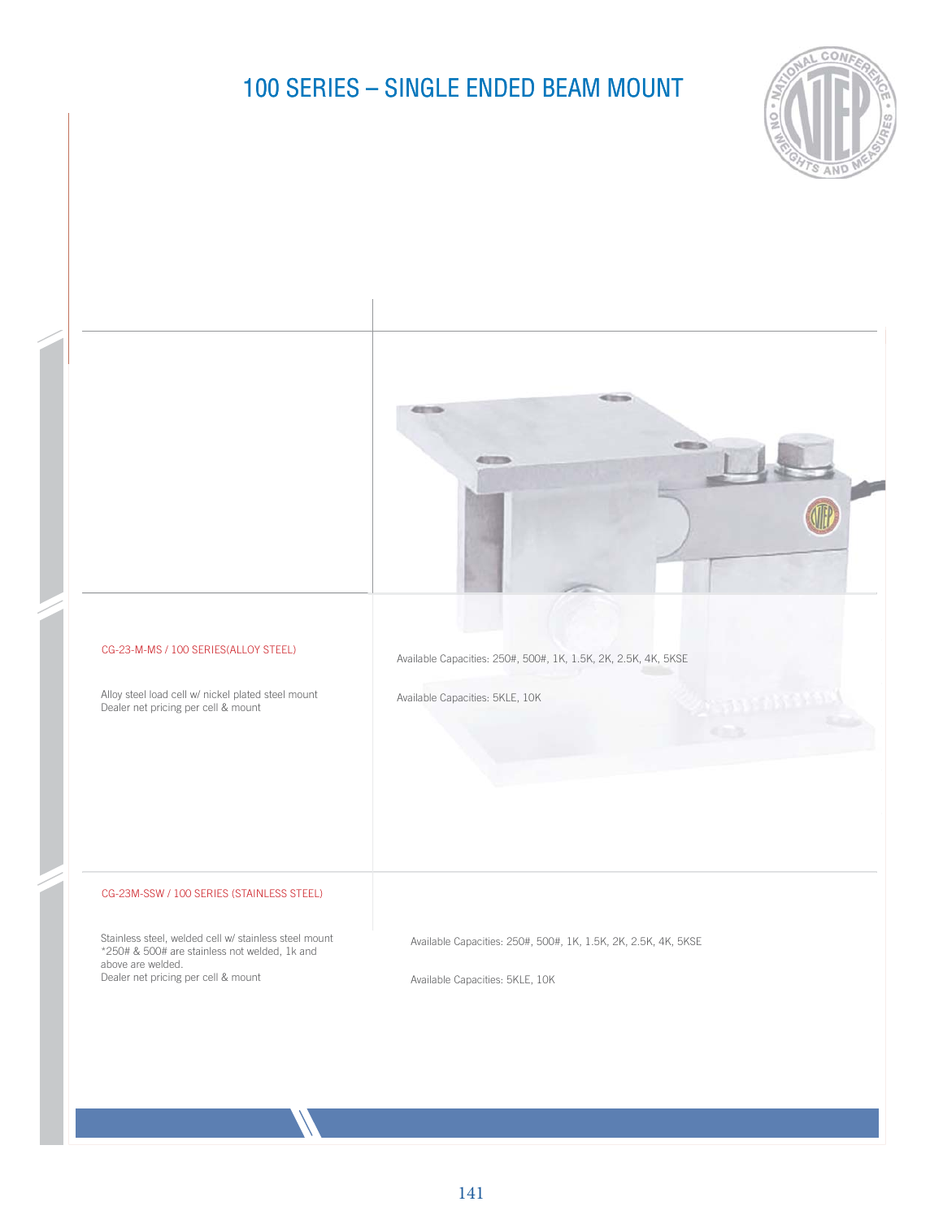# 100 SERIES – SINGLE ENDED BEAM MOUNT

CG-23-M-MS / 100 SERIES(ALLOY STEEL)

Alloy steel load cell w/ nickel plated steel mount
Dealer net pricing per cell & mount

Available Capacities: 250#, 500#, 1K, 1.5K, 2K, 2.5K, 4K, 5KSE

Available Capacities: 5KLE, 10K

CG-23M-SSW / 100 SERIES (STAINLESS STEEL)

Stainless steel, welded cell w/ stainless steel mount
*250# & 500# are stainless not welded, 1k and above are welded.
Dealer net pricing per cell & mount

Available Capacities: 250#, 500#, 1K, 1.5K, 2K, 2.5K, 4K, 5KSE

Available Capacities: 5KLE, 10K